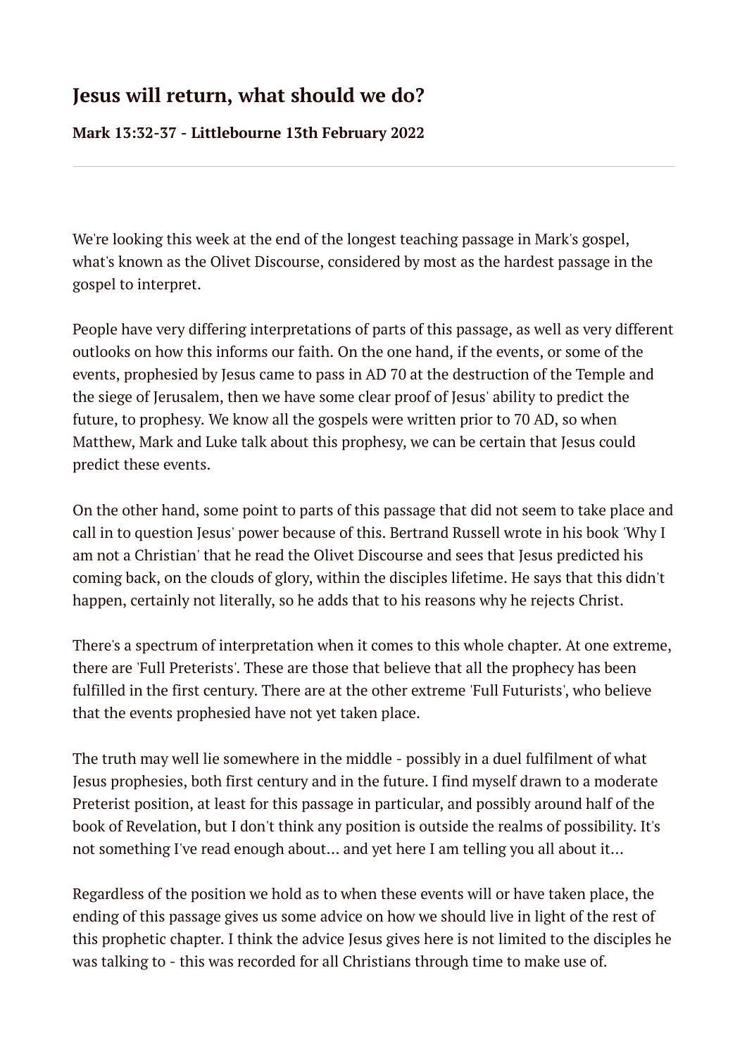# Jesus will return, what should we do?

**Mark 13:32-37 - Littlebourne 13th February 2022**

---

We're looking this week at the end of the longest teaching passage in Mark's gospel, what's known as the Olivet Discourse, considered by most as the hardest passage in the gospel to interpret.

People have very differing interpretations of parts of this passage, as well as very different outlooks on how this informs our faith. On the one hand, if the events, or some of the events, prophesied by Jesus came to pass in AD 70 at the destruction of the Temple and the siege of Jerusalem, then we have some clear proof of Jesus' ability to predict the future, to prophesy. We know all the gospels were written prior to 70 AD, so when Matthew, Mark and Luke talk about this prophesy, we can be certain that Jesus could predict these events.

On the other hand, some point to parts of this passage that did not seem to take place and call in to question Jesus' power because of this. Bertrand Russell wrote in his book 'Why I am not a Christian' that he read the Olivet Discourse and sees that Jesus predicted his coming back, on the clouds of glory, within the disciples lifetime. He says that this didn't happen, certainly not literally, so he adds that to his reasons why he rejects Christ.

There's a spectrum of interpretation when it comes to this whole chapter. At one extreme, there are 'Full Preterists'. These are those that believe that all the prophecy has been fulfilled in the first century. There are at the other extreme 'Full Futurists', who believe that the events prophesied have not yet taken place.

The truth may well lie somewhere in the middle - possibly in a duel fulfilment of what Jesus prophesies, both first century and in the future. I find myself drawn to a moderate Preterist position, at least for this passage in particular, and possibly around half of the book of Revelation, but I don't think any position is outside the realms of possibility. It's not something I've read enough about... and yet here I am telling you all about it...

Regardless of the position we hold as to when these events will or have taken place, the ending of this passage gives us some advice on how we should live in light of the rest of this prophetic chapter. I think the advice Jesus gives here is not limited to the disciples he was talking to - this was recorded for all Christians through time to make use of.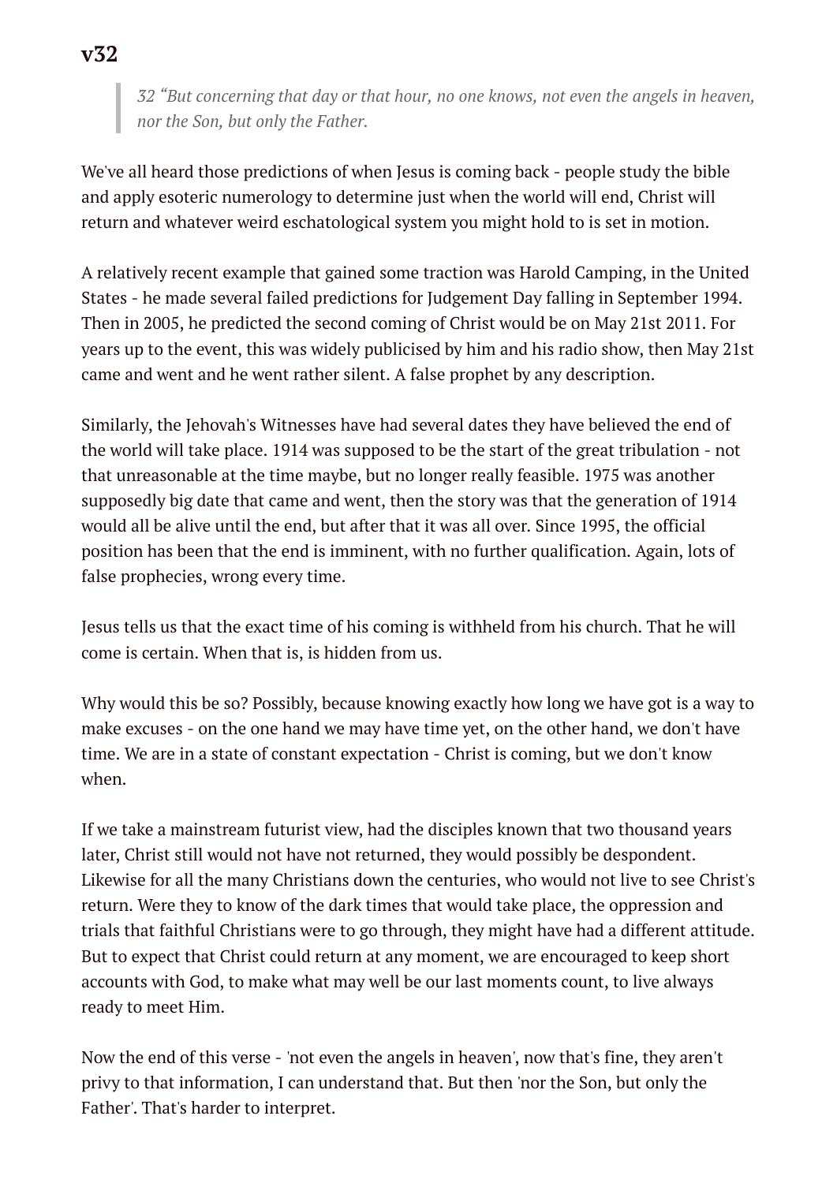## v32

> *32 "But concerning that day or that hour, no one knows, not even the angels in heaven, nor the Son, but only the Father.*

We've all heard those predictions of when Jesus is coming back - people study the bible and apply esoteric numerology to determine just when the world will end, Christ will return and whatever weird eschatological system you might hold to is set in motion.

A relatively recent example that gained some traction was Harold Camping, in the United States - he made several failed predictions for Judgement Day falling in September 1994. Then in 2005, he predicted the second coming of Christ would be on May 21st 2011. For years up to the event, this was widely publicised by him and his radio show, then May 21st came and went and he went rather silent. A false prophet by any description.

Similarly, the Jehovah's Witnesses have had several dates they have believed the end of the world will take place. 1914 was supposed to be the start of the great tribulation - not that unreasonable at the time maybe, but no longer really feasible. 1975 was another supposedly big date that came and went, then the story was that the generation of 1914 would all be alive until the end, but after that it was all over. Since 1995, the official position has been that the end is imminent, with no further qualification. Again, lots of false prophecies, wrong every time.

Jesus tells us that the exact time of his coming is withheld from his church. That he will come is certain. When that is, is hidden from us.

Why would this be so? Possibly, because knowing exactly how long we have got is a way to make excuses - on the one hand we may have time yet, on the other hand, we don't have time. We are in a state of constant expectation - Christ is coming, but we don't know when.

If we take a mainstream futurist view, had the disciples known that two thousand years later, Christ still would not have not returned, they would possibly be despondent. Likewise for all the many Christians down the centuries, who would not live to see Christ's return. Were they to know of the dark times that would take place, the oppression and trials that faithful Christians were to go through, they might have had a different attitude. But to expect that Christ could return at any moment, we are encouraged to keep short accounts with God, to make what may well be our last moments count, to live always ready to meet Him.

Now the end of this verse - 'not even the angels in heaven', now that's fine, they aren't privy to that information, I can understand that. But then 'nor the Son, but only the Father'. That's harder to interpret.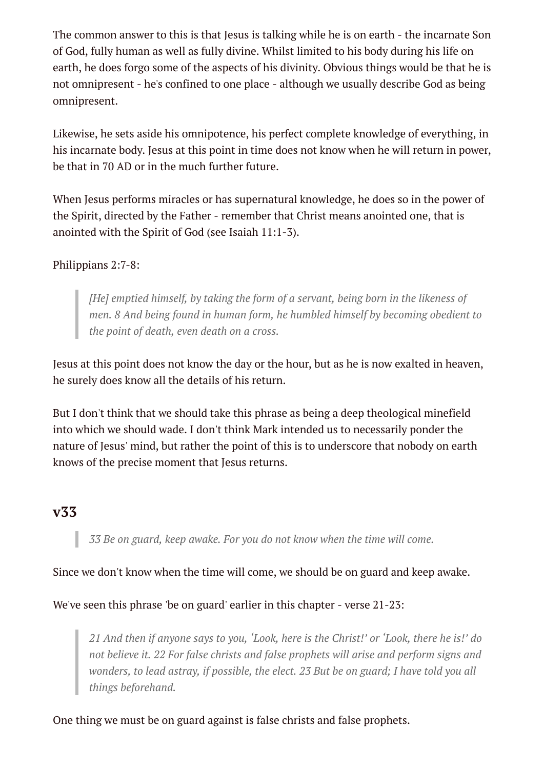The common answer to this is that Jesus is talking while he is on earth - the incarnate Son of God, fully human as well as fully divine. Whilst limited to his body during his life on earth, he does forgo some of the aspects of his divinity. Obvious things would be that he is not omnipresent - he's confined to one place - although we usually describe God as being omnipresent.

Likewise, he sets aside his omnipotence, his perfect complete knowledge of everything, in his incarnate body. Jesus at this point in time does not know when he will return in power, be that in 70 AD or in the much further future.

When Jesus performs miracles or has supernatural knowledge, he does so in the power of the Spirit, directed by the Father - remember that Christ means anointed one, that is anointed with the Spirit of God (see Isaiah 11:1-3).

Philippians 2:7-8:

> *[He] emptied himself, by taking the form of a servant, being born in the likeness of men. 8 And being found in human form, he humbled himself by becoming obedient to the point of death, even death on a cross.*

Jesus at this point does not know the day or the hour, but as he is now exalted in heaven, he surely does know all the details of his return.

But I don't think that we should take this phrase as being a deep theological minefield into which we should wade. I don't think Mark intended us to necessarily ponder the nature of Jesus' mind, but rather the point of this is to underscore that nobody on earth knows of the precise moment that Jesus returns.

## v33

> *33 Be on guard, keep awake. For you do not know when the time will come.*

Since we don't know when the time will come, we should be on guard and keep awake.

We've seen this phrase 'be on guard' earlier in this chapter - verse 21-23:

> *21 And then if anyone says to you, 'Look, here is the Christ!' or 'Look, there he is!' do not believe it. 22 For false christs and false prophets will arise and perform signs and wonders, to lead astray, if possible, the elect. 23 But be on guard; I have told you all things beforehand.*

One thing we must be on guard against is false christs and false prophets.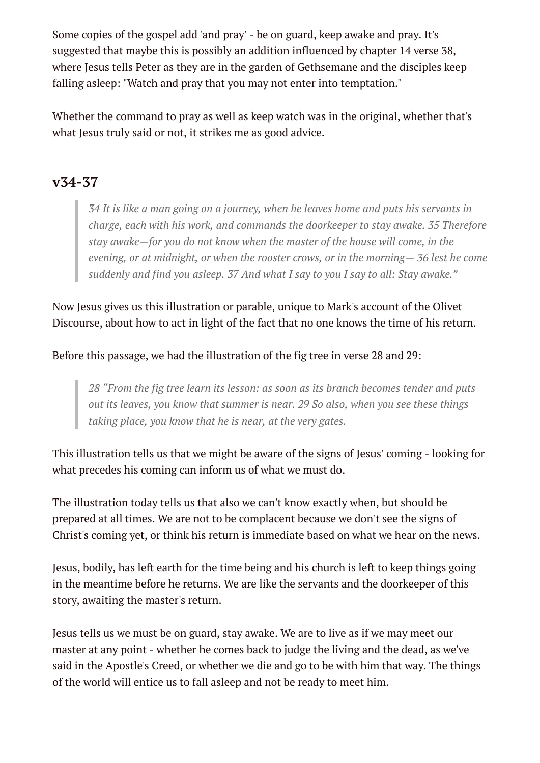Some copies of the gospel add 'and pray' - be on guard, keep awake and pray. It's suggested that maybe this is possibly an addition influenced by chapter 14 verse 38, where Jesus tells Peter as they are in the garden of Gethsemane and the disciples keep falling asleep: "Watch and pray that you may not enter into temptation."

Whether the command to pray as well as keep watch was in the original, whether that's what Jesus truly said or not, it strikes me as good advice.

## v34-37

> *34 It is like a man going on a journey, when he leaves home and puts his servants in charge, each with his work, and commands the doorkeeper to stay awake. 35 Therefore stay awake—for you do not know when the master of the house will come, in the evening, or at midnight, or when the rooster crows, or in the morning— 36 lest he come suddenly and find you asleep. 37 And what I say to you I say to all: Stay awake."*

Now Jesus gives us this illustration or parable, unique to Mark's account of the Olivet Discourse, about how to act in light of the fact that no one knows the time of his return.

Before this passage, we had the illustration of the fig tree in verse 28 and 29:

> *28 "From the fig tree learn its lesson: as soon as its branch becomes tender and puts out its leaves, you know that summer is near. 29 So also, when you see these things taking place, you know that he is near, at the very gates.*

This illustration tells us that we might be aware of the signs of Jesus' coming - looking for what precedes his coming can inform us of what we must do.

The illustration today tells us that also we can't know exactly when, but should be prepared at all times. We are not to be complacent because we don't see the signs of Christ's coming yet, or think his return is immediate based on what we hear on the news.

Jesus, bodily, has left earth for the time being and his church is left to keep things going in the meantime before he returns. We are like the servants and the doorkeeper of this story, awaiting the master's return.

Jesus tells us we must be on guard, stay awake. We are to live as if we may meet our master at any point - whether he comes back to judge the living and the dead, as we've said in the Apostle's Creed, or whether we die and go to be with him that way. The things of the world will entice us to fall asleep and not be ready to meet him.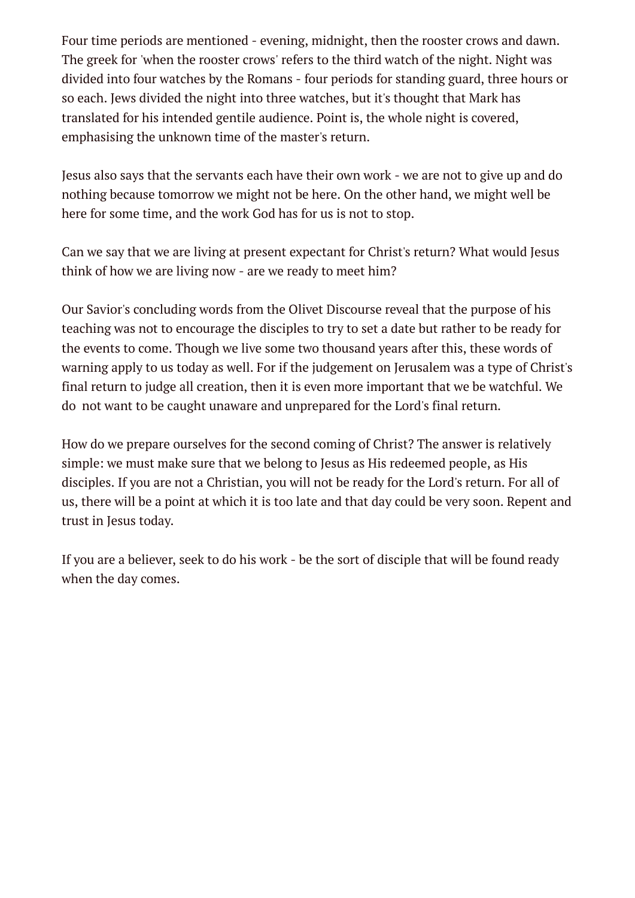Four time periods are mentioned - evening, midnight, then the rooster crows and dawn. The greek for 'when the rooster crows' refers to the third watch of the night. Night was divided into four watches by the Romans - four periods for standing guard, three hours or so each. Jews divided the night into three watches, but it's thought that Mark has translated for his intended gentile audience. Point is, the whole night is covered, emphasising the unknown time of the master's return.

Jesus also says that the servants each have their own work - we are not to give up and do nothing because tomorrow we might not be here. On the other hand, we might well be here for some time, and the work God has for us is not to stop.

Can we say that we are living at present expectant for Christ's return? What would Jesus think of how we are living now - are we ready to meet him?

Our Savior's concluding words from the Olivet Discourse reveal that the purpose of his teaching was not to encourage the disciples to try to set a date but rather to be ready for the events to come. Though we live some two thousand years after this, these words of warning apply to us today as well. For if the judgement on Jerusalem was a type of Christ's final return to judge all creation, then it is even more important that we be watchful. We do  not want to be caught unaware and unprepared for the Lord's final return.

How do we prepare ourselves for the second coming of Christ? The answer is relatively simple: we must make sure that we belong to Jesus as His redeemed people, as His disciples. If you are not a Christian, you will not be ready for the Lord's return. For all of us, there will be a point at which it is too late and that day could be very soon. Repent and trust in Jesus today.

If you are a believer, seek to do his work - be the sort of disciple that will be found ready when the day comes.